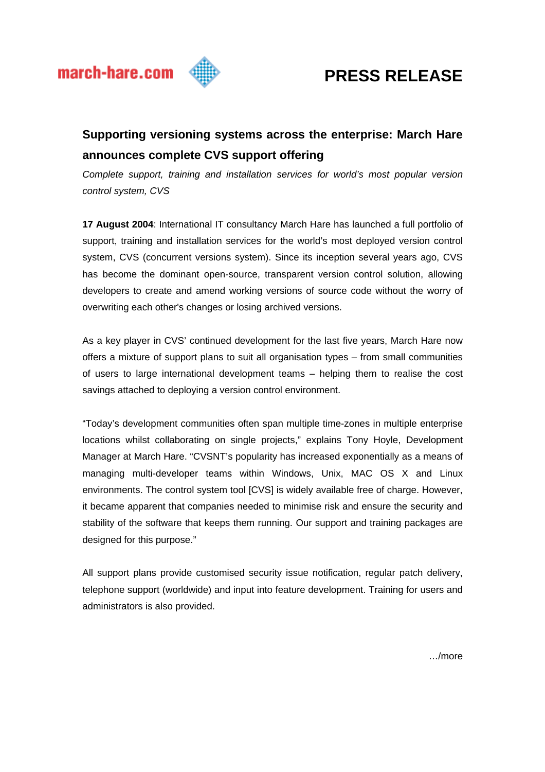march-hare.com

# PRESS RELEASE

## Supporting versioning systems across the enterprise: March Hare announces complete CVS support offering

*Complete support, training and installation services for world's most popular version control system, CVS*

**17 August 2004**: International IT consultancy March Hare has launched a full portfolio of support, training and installation services for the world's most deployed version control system, CVS (concurrent versions system). Since its inception several years ago, CVS has become the dominant open-source, transparent version control solution, allowing developers to create and amend working versions of source code without the worry of overwriting each other's changes or losing archived versions.

As a key player in CVS' continued development for the last five years, March Hare now offers a mixture of support plans to suit all organisation types – from small communities of users to large international development teams – helping them to realise the cost savings attached to deploying a version control environment.

"Today's development communities often span multiple time-zones in multiple enterprise locations whilst collaborating on single projects," explains Tony Hoyle, Development Manager at March Hare. "CVSNT's popularity has increased exponentially as a means of managing multi-developer teams within Windows, Unix, MAC OS X and Linux environments. The control system tool [CVS] is widely available free of charge. However, it became apparent that companies needed to minimise risk and ensure the security and stability of the software that keeps them running. Our support and training packages are designed for this purpose."

All support plans provide customised security issue notification, regular patch delivery, telephone support (worldwide) and input into feature development. Training for users and administrators is also provided.

…/more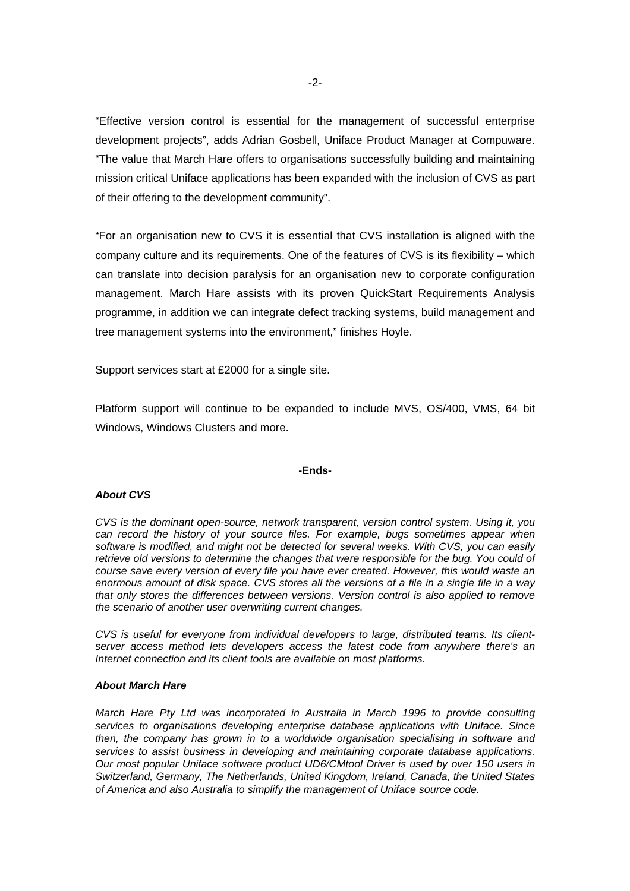“Effective version control is essential for the management of successful enterprise development projects”, adds Adrian Gosbell, Uniface Product Manager at Compuware. “The value that March Hare offers to organisations successfully building and maintaining mission critical Uniface applications has been expanded with the inclusion of CVS as part of their offering to the development community”.

“For an organisation new to CVS it is essential that CVS installation is aligned with the company culture and its requirements. One of the features of CVS is its flexibility – which can translate into decision paralysis for an organisation new to corporate configuration management. March Hare assists with its proven QuickStart Requirements Analysis programme, in addition we can integrate defect tracking systems, build management and tree management systems into the environment,” finishes Hoyle.

Support services start at £2000 for a single site.

Platform support will continue to be expanded to include MVS, OS/400, VMS, 64 bit Windows, Windows Clusters and more.

**-Ends-**

***About CVS***

*CVS is the dominant open-source, network transparent, version control system. Using it, you can record the history of your source files. For example, bugs sometimes appear when software is modified, and might not be detected for several weeks. With CVS, you can easily retrieve old versions to determine the changes that were responsible for the bug. You could of course save every version of every file you have ever created. However, this would waste an enormous amount of disk space. CVS stores all the versions of a file in a single file in a way that only stores the differences between versions. Version control is also applied to remove the scenario of another user overwriting current changes.*

*CVS is useful for everyone from individual developers to large, distributed teams. Its client-server access method lets developers access the latest code from anywhere there's an Internet connection and its client tools are available on most platforms.*

***About March Hare***

*March Hare Pty Ltd was incorporated in Australia in March 1996 to provide consulting services to organisations developing enterprise database applications with Uniface. Since then, the company has grown in to a worldwide organisation specialising in software and services to assist business in developing and maintaining corporate database applications. Our most popular Uniface software product UD6/CMtool Driver is used by over 150 users in Switzerland, Germany, The Netherlands, United Kingdom, Ireland, Canada, the United States of America and also Australia to simplify the management of Uniface source code.*